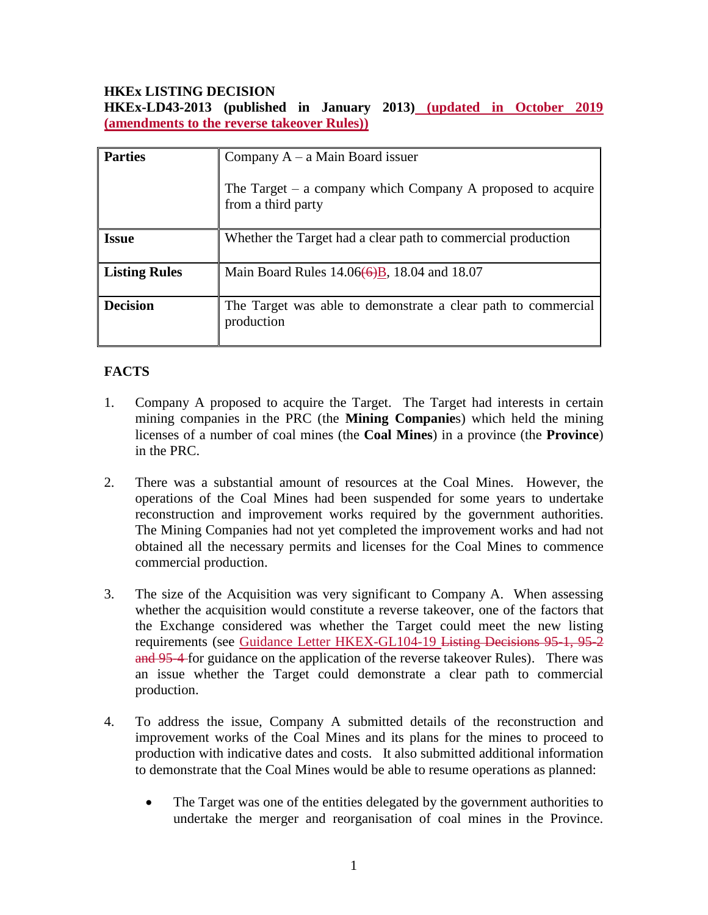**HKEx LISTING DECISION**

**HKEx-LD43-2013 (published in January 2013) (updated in October 2019 (amendments to the reverse takeover Rules))**

| Parties | Company A – a Main Board issuer<br><br>The Target – a company which Company A proposed to acquire from a third party |
|---|---|
| **Issue** | Whether the Target had a clear path to commercial production |
| **Listing Rules** | Main Board Rules 14.06~~(6)~~B, 18.04 and 18.07 |
| **Decision** | The Target was able to demonstrate a clear path to commercial production |

**FACTS**

1. Company A proposed to acquire the Target. The Target had interests in certain mining companies in the PRC (the **Mining Companie**s) which held the mining licenses of a number of coal mines (the **Coal Mines**) in a province (the **Province**) in the PRC.

2. There was a substantial amount of resources at the Coal Mines. However, the operations of the Coal Mines had been suspended for some years to undertake reconstruction and improvement works required by the government authorities. The Mining Companies had not yet completed the improvement works and had not obtained all the necessary permits and licenses for the Coal Mines to commence commercial production.

3. The size of the Acquisition was very significant to Company A. When assessing whether the acquisition would constitute a reverse takeover, one of the factors that the Exchange considered was whether the Target could meet the new listing requirements (see Guidance Letter HKEX-GL104-19 ~~Listing Decisions 95-1, 95-2 and 95-4~~ for guidance on the application of the reverse takeover Rules). There was an issue whether the Target could demonstrate a clear path to commercial production.

4. To address the issue, Company A submitted details of the reconstruction and improvement works of the Coal Mines and its plans for the mines to proceed to production with indicative dates and costs. It also submitted additional information to demonstrate that the Coal Mines would be able to resume operations as planned:

   - The Target was one of the entities delegated by the government authorities to undertake the merger and reorganisation of coal mines in the Province.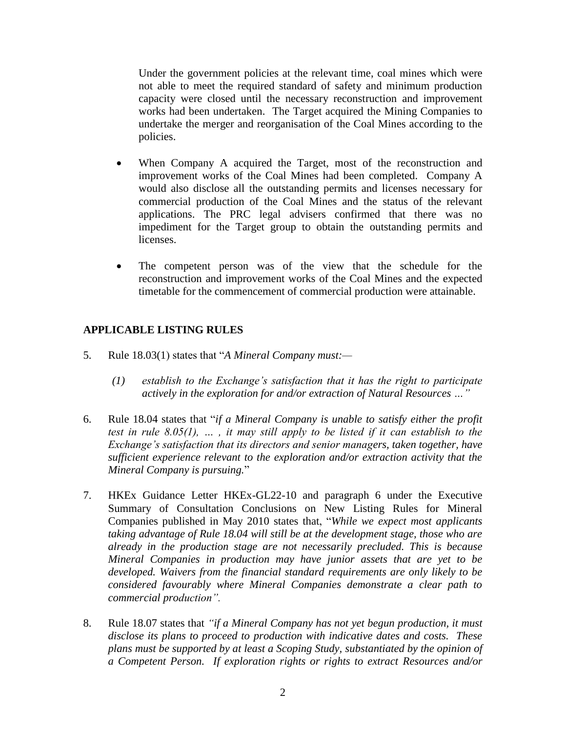Under the government policies at the relevant time, coal mines which were not able to meet the required standard of safety and minimum production capacity were closed until the necessary reconstruction and improvement works had been undertaken. The Target acquired the Mining Companies to undertake the merger and reorganisation of the Coal Mines according to the policies.

- When Company A acquired the Target, most of the reconstruction and improvement works of the Coal Mines had been completed. Company A would also disclose all the outstanding permits and licenses necessary for commercial production of the Coal Mines and the status of the relevant applications. The PRC legal advisers confirmed that there was no impediment for the Target group to obtain the outstanding permits and licenses.

- The competent person was of the view that the schedule for the reconstruction and improvement works of the Coal Mines and the expected timetable for the commencement of commercial production were attainable.

## APPLICABLE LISTING RULES

5. Rule 18.03(1) states that "*A Mineral Company must:—*

   *(1) establish to the Exchange's satisfaction that it has the right to participate actively in the exploration for and/or extraction of Natural Resources …"*

6. Rule 18.04 states that "*if a Mineral Company is unable to satisfy either the profit test in rule 8.05(1), … , it may still apply to be listed if it can establish to the Exchange's satisfaction that its directors and senior managers, taken together, have sufficient experience relevant to the exploration and/or extraction activity that the Mineral Company is pursuing.*"

7. HKEx Guidance Letter HKEx-GL22-10 and paragraph 6 under the Executive Summary of Consultation Conclusions on New Listing Rules for Mineral Companies published in May 2010 states that, "*While we expect most applicants taking advantage of Rule 18.04 will still be at the development stage, those who are already in the production stage are not necessarily precluded. This is because Mineral Companies in production may have junior assets that are yet to be developed. Waivers from the financial standard requirements are only likely to be considered favourably where Mineral Companies demonstrate a clear path to commercial production".*

8. Rule 18.07 states that *"if a Mineral Company has not yet begun production, it must disclose its plans to proceed to production with indicative dates and costs. These plans must be supported by at least a Scoping Study, substantiated by the opinion of a Competent Person. If exploration rights or rights to extract Resources and/or*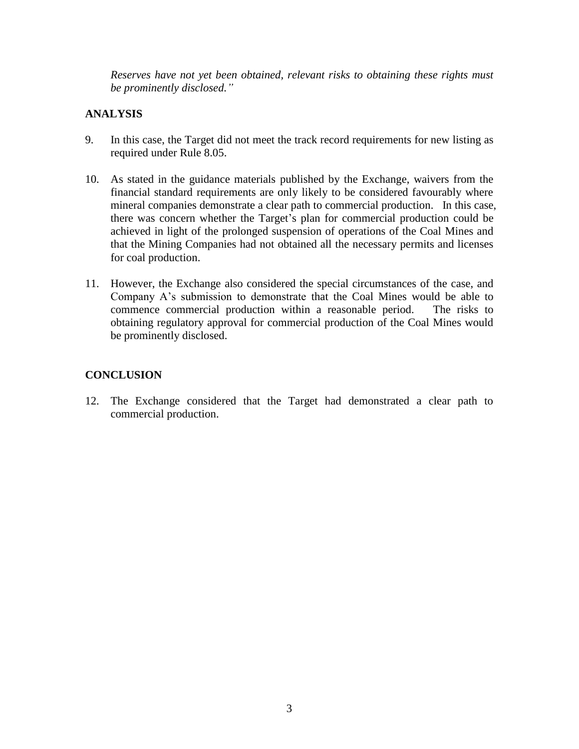*Reserves have not yet been obtained, relevant risks to obtaining these rights must be prominently disclosed."*

## ANALYSIS

9. In this case, the Target did not meet the track record requirements for new listing as required under Rule 8.05.

10. As stated in the guidance materials published by the Exchange, waivers from the financial standard requirements are only likely to be considered favourably where mineral companies demonstrate a clear path to commercial production. In this case, there was concern whether the Target's plan for commercial production could be achieved in light of the prolonged suspension of operations of the Coal Mines and that the Mining Companies had not obtained all the necessary permits and licenses for coal production.

11. However, the Exchange also considered the special circumstances of the case, and Company A's submission to demonstrate that the Coal Mines would be able to commence commercial production within a reasonable period. The risks to obtaining regulatory approval for commercial production of the Coal Mines would be prominently disclosed.

## CONCLUSION

12. The Exchange considered that the Target had demonstrated a clear path to commercial production.